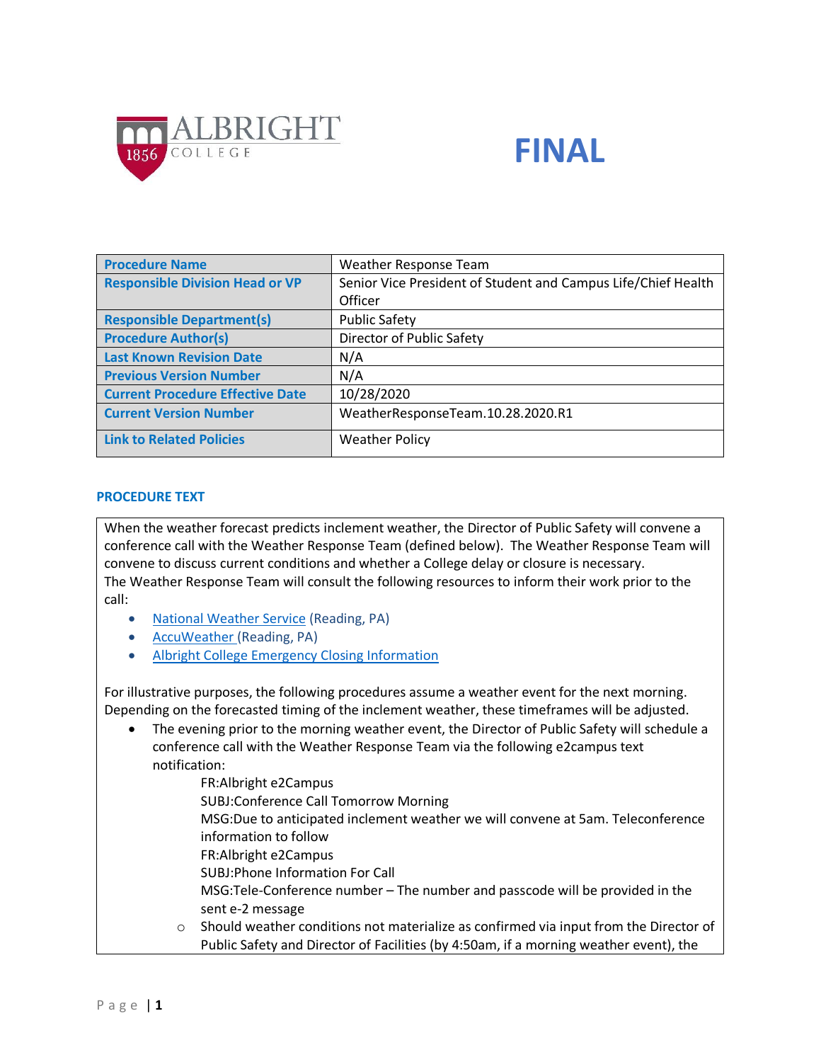**ALBRIGHT COLLEGE** 1856

# FINAL

| Procedure Name | Weather Response Team |
|---|---|
| Responsible Division Head or VP | Senior Vice President of Student and Campus Life/Chief Health Officer |
| Responsible Department(s) | Public Safety |
| Procedure Author(s) | Director of Public Safety |
| Last Known Revision Date | N/A |
| Previous Version Number | N/A |
| Current Procedure Effective Date | 10/28/2020 |
| Current Version Number | WeatherResponseTeam.10.28.2020.R1 |
| Link to Related Policies | Weather Policy |

## PROCEDURE TEXT

When the weather forecast predicts inclement weather, the Director of Public Safety will convene a conference call with the Weather Response Team (defined below). The Weather Response Team will convene to discuss current conditions and whether a College delay or closure is necessary.
The Weather Response Team will consult the following resources to inform their work prior to the call:

- National Weather Service (Reading, PA)
- AccuWeather (Reading, PA)
- Albright College Emergency Closing Information

For illustrative purposes, the following procedures assume a weather event for the next morning. Depending on the forecasted timing of the inclement weather, these timeframes will be adjusted.

- The evening prior to the morning weather event, the Director of Public Safety will schedule a conference call with the Weather Response Team via the following e2campus text notification:

  FR:Albright e2Campus
  SUBJ:Conference Call Tomorrow Morning
  MSG:Due to anticipated inclement weather we will convene at 5am. Teleconference information to follow
  FR:Albright e2Campus
  SUBJ:Phone Information For Call
  MSG:Tele-Conference number – The number and passcode will be provided in the sent e-2 message

  - Should weather conditions not materialize as confirmed via input from the Director of Public Safety and Director of Facilities (by 4:50am, if a morning weather event), the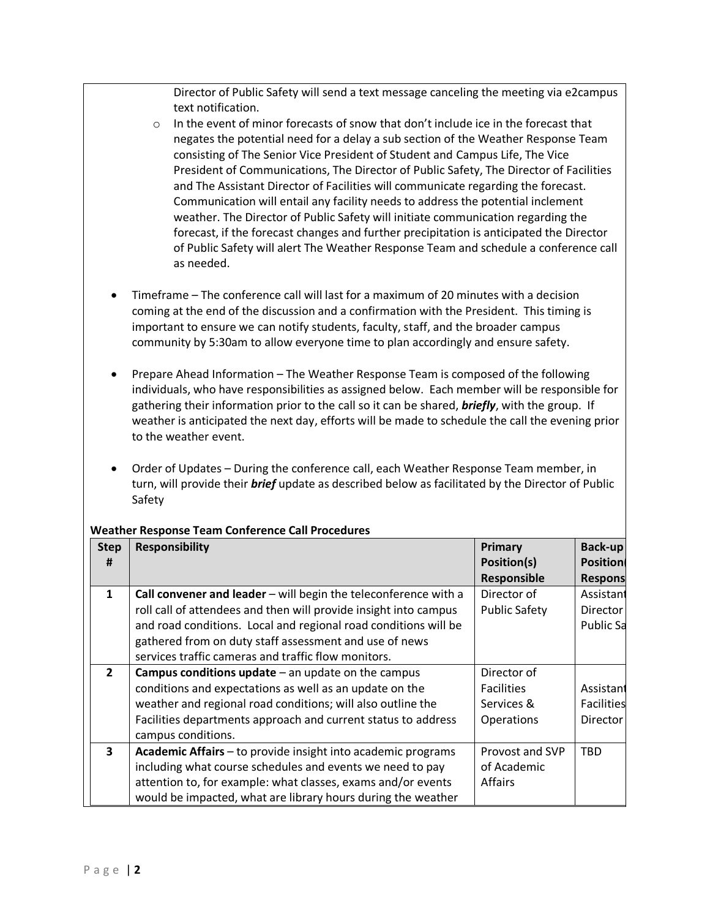Director of Public Safety will send a text message canceling the meeting via e2campus text notification.

  - In the event of minor forecasts of snow that don't include ice in the forecast that negates the potential need for a delay a sub section of the Weather Response Team consisting of The Senior Vice President of Student and Campus Life, The Vice President of Communications, The Director of Public Safety, The Director of Facilities and The Assistant Director of Facilities will communicate regarding the forecast. Communication will entail any facility needs to address the potential inclement weather. The Director of Public Safety will initiate communication regarding the forecast, if the forecast changes and further precipitation is anticipated the Director of Public Safety will alert The Weather Response Team and schedule a conference call as needed.

- Timeframe – The conference call will last for a maximum of 20 minutes with a decision coming at the end of the discussion and a confirmation with the President. This timing is important to ensure we can notify students, faculty, staff, and the broader campus community by 5:30am to allow everyone time to plan accordingly and ensure safety.

- Prepare Ahead Information – The Weather Response Team is composed of the following individuals, who have responsibilities as assigned below. Each member will be responsible for gathering their information prior to the call so it can be shared, ***briefly***, with the group. If weather is anticipated the next day, efforts will be made to schedule the call the evening prior to the weather event.

- Order of Updates – During the conference call, each Weather Response Team member, in turn, will provide their ***brief*** update as described below as facilitated by the Director of Public Safety

**Weather Response Team Conference Call Procedures**

| Step # | Responsibility | Primary Position(s) Responsible | Back-up Position( Respons |
|---|---|---|---|
| 1 | **Call convener and leader** – will begin the teleconference with a roll call of attendees and then will provide insight into campus and road conditions. Local and regional road conditions will be gathered from on duty staff assessment and use of news services traffic cameras and traffic flow monitors. | Director of Public Safety | Assistant Director Public Sa |
| 2 | **Campus conditions update** – an update on the campus conditions and expectations as well as an update on the weather and regional road conditions; will also outline the Facilities departments approach and current status to address campus conditions. | Director of Facilities Services & Operations | Assistant Facilities Director |
| 3 | **Academic Affairs** – to provide insight into academic programs including what course schedules and events we need to pay attention to, for example: what classes, exams and/or events would be impacted, what are library hours during the weather | Provost and SVP of Academic Affairs | TBD |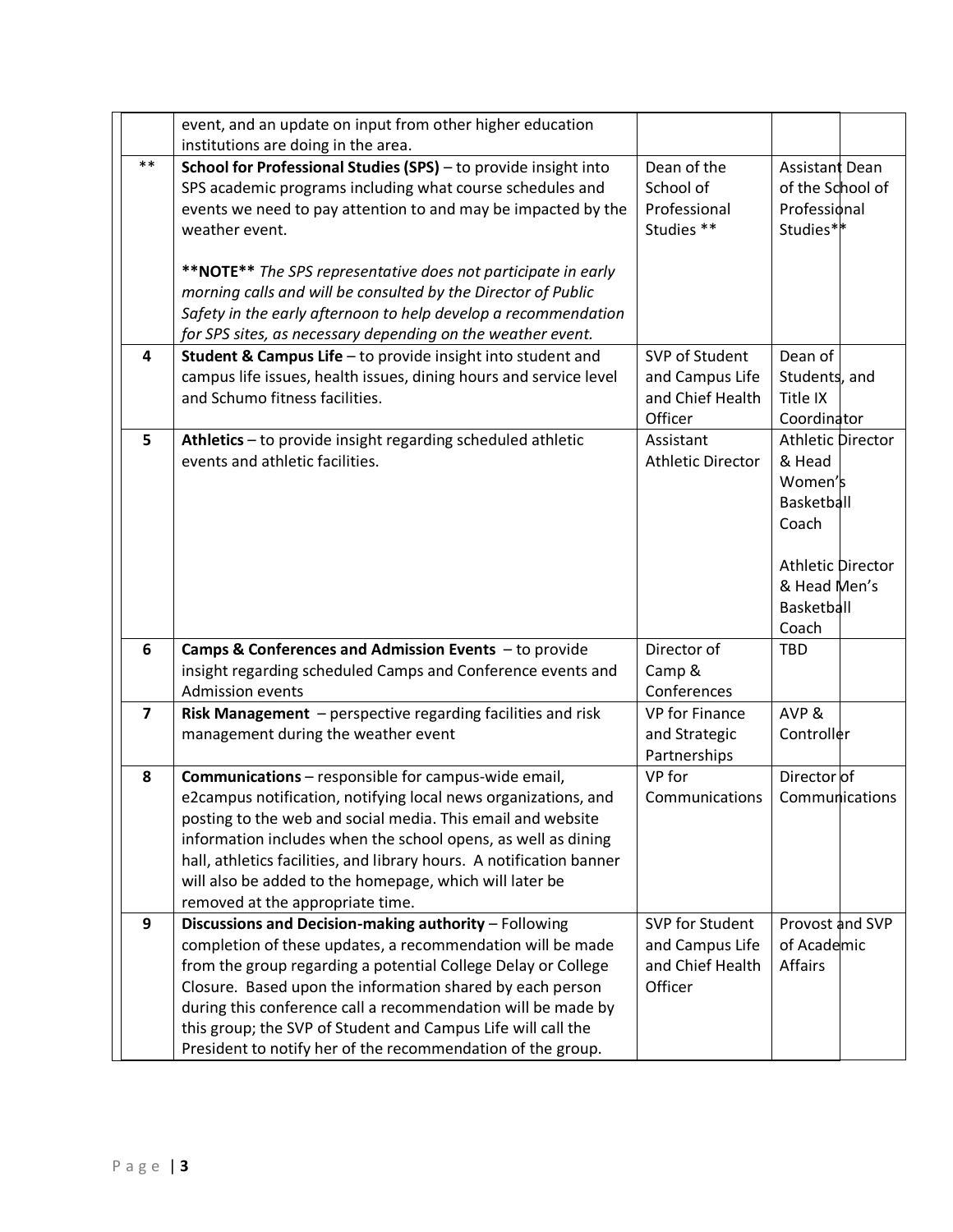| | | | |
|---|---|---|---|
| | event, and an update on input from other higher education institutions are doing in the area. | | |
| ** | **School for Professional Studies (SPS)** – to provide insight into SPS academic programs including what course schedules and events we need to pay attention to and may be impacted by the weather event.<br><br>****NOTE**** *The SPS representative does not participate in early morning calls and will be consulted by the Director of Public Safety in the early afternoon to help develop a recommendation for SPS sites, as necessary depending on the weather event.* | Dean of the School of Professional Studies ** | Assistant Dean of the School of Professional Studies** |
| 4 | **Student & Campus Life** – to provide insight into student and campus life issues, health issues, dining hours and service level and Schumo fitness facilities. | SVP of Student and Campus Life and Chief Health Officer | Dean of Students, and Title IX Coordinator |
| 5 | **Athletics** – to provide insight regarding scheduled athletic events and athletic facilities. | Assistant Athletic Director | Athletic Director & Head Women's Basketball Coach<br><br>Athletic Director & Head Men's Basketball Coach |
| 6 | **Camps & Conferences and Admission Events** – to provide insight regarding scheduled Camps and Conference events and Admission events | Director of Camp & Conferences | TBD |
| 7 | **Risk Management** – perspective regarding facilities and risk management during the weather event | VP for Finance and Strategic Partnerships | AVP & Controller |
| 8 | **Communications** – responsible for campus-wide email, e2campus notification, notifying local news organizations, and posting to the web and social media. This email and website information includes when the school opens, as well as dining hall, athletics facilities, and library hours. A notification banner will also be added to the homepage, which will later be removed at the appropriate time. | VP for Communications | Director of Communications |
| 9 | **Discussions and Decision-making authority** – Following completion of these updates, a recommendation will be made from the group regarding a potential College Delay or College Closure. Based upon the information shared by each person during this conference call a recommendation will be made by this group; the SVP of Student and Campus Life will call the President to notify her of the recommendation of the group. | SVP for Student and Campus Life and Chief Health Officer | Provost and SVP of Academic Affairs |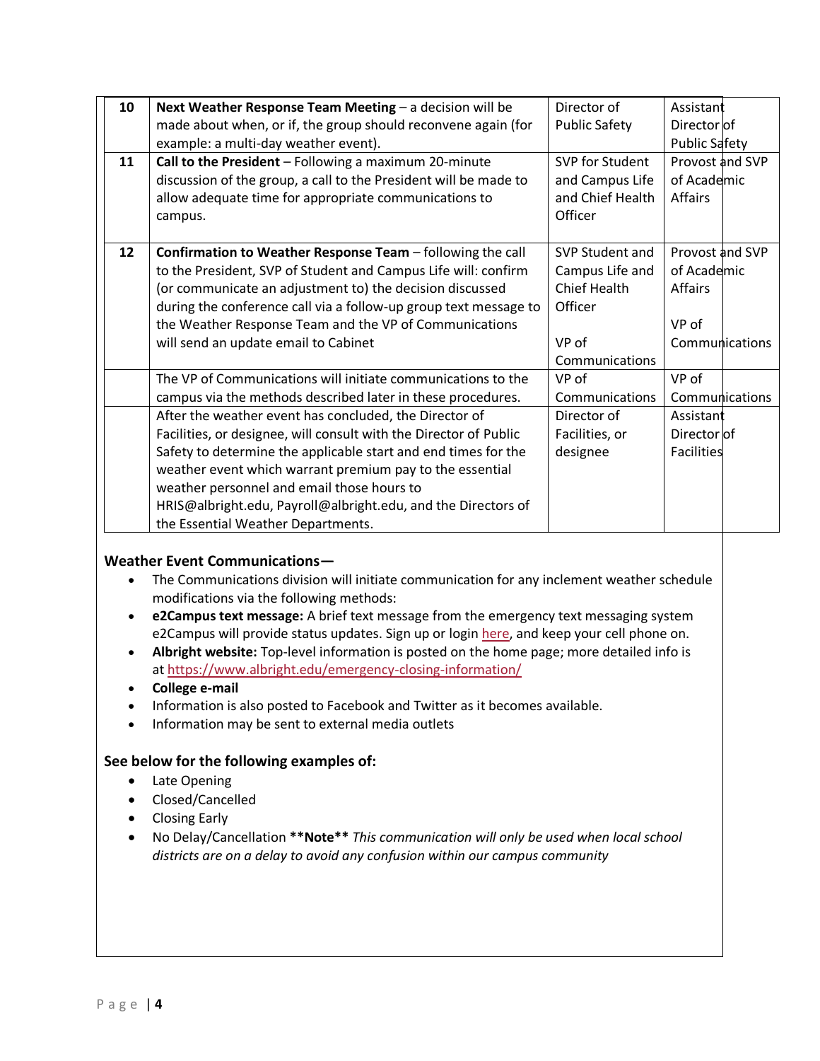| | | | |
|---|---|---|---|
| 10 | **Next Weather Response Team Meeting** – a decision will be made about when, or if, the group should reconvene again (for example: a multi-day weather event). | Director of Public Safety | Assistant Director of Public Safety |
| 11 | **Call to the President** – Following a maximum 20-minute discussion of the group, a call to the President will be made to allow adequate time for appropriate communications to campus. | SVP for Student and Campus Life and Chief Health Officer | Provost and SVP of Academic Affairs |
| 12 | **Confirmation to Weather Response Team** – following the call to the President, SVP of Student and Campus Life will: confirm (or communicate an adjustment to) the decision discussed during the conference call via a follow-up group text message to the Weather Response Team and the VP of Communications will send an update email to Cabinet | SVP Student and Campus Life and Chief Health Officer<br><br>VP of Communications | Provost and SVP of Academic Affairs<br><br>VP of Communications |
| | The VP of Communications will initiate communications to the campus via the methods described later in these procedures. | VP of Communications | VP of Communications |
| | After the weather event has concluded, the Director of Facilities, or designee, will consult with the Director of Public Safety to determine the applicable start and end times for the weather event which warrant premium pay to the essential weather personnel and email those hours to HRIS@albright.edu, Payroll@albright.edu, and the Directors of the Essential Weather Departments. | Director of Facilities, or designee | Assistant Director of Facilities |

### Weather Event Communications—

- The Communications division will initiate communication for any inclement weather schedule modifications via the following methods:
- **e2Campus text message:** A brief text message from the emergency text messaging system e2Campus will provide status updates. Sign up or login here, and keep your cell phone on.
- **Albright website:** Top-level information is posted on the home page; more detailed info is at https://www.albright.edu/emergency-closing-information/
- **College e-mail**
- Information is also posted to Facebook and Twitter as it becomes available.
- Information may be sent to external media outlets

### See below for the following examples of:

- Late Opening
- Closed/Cancelled
- Closing Early
- No Delay/Cancellation **\*\*Note\*\*** *This communication will only be used when local school districts are on a delay to avoid any confusion within our campus community*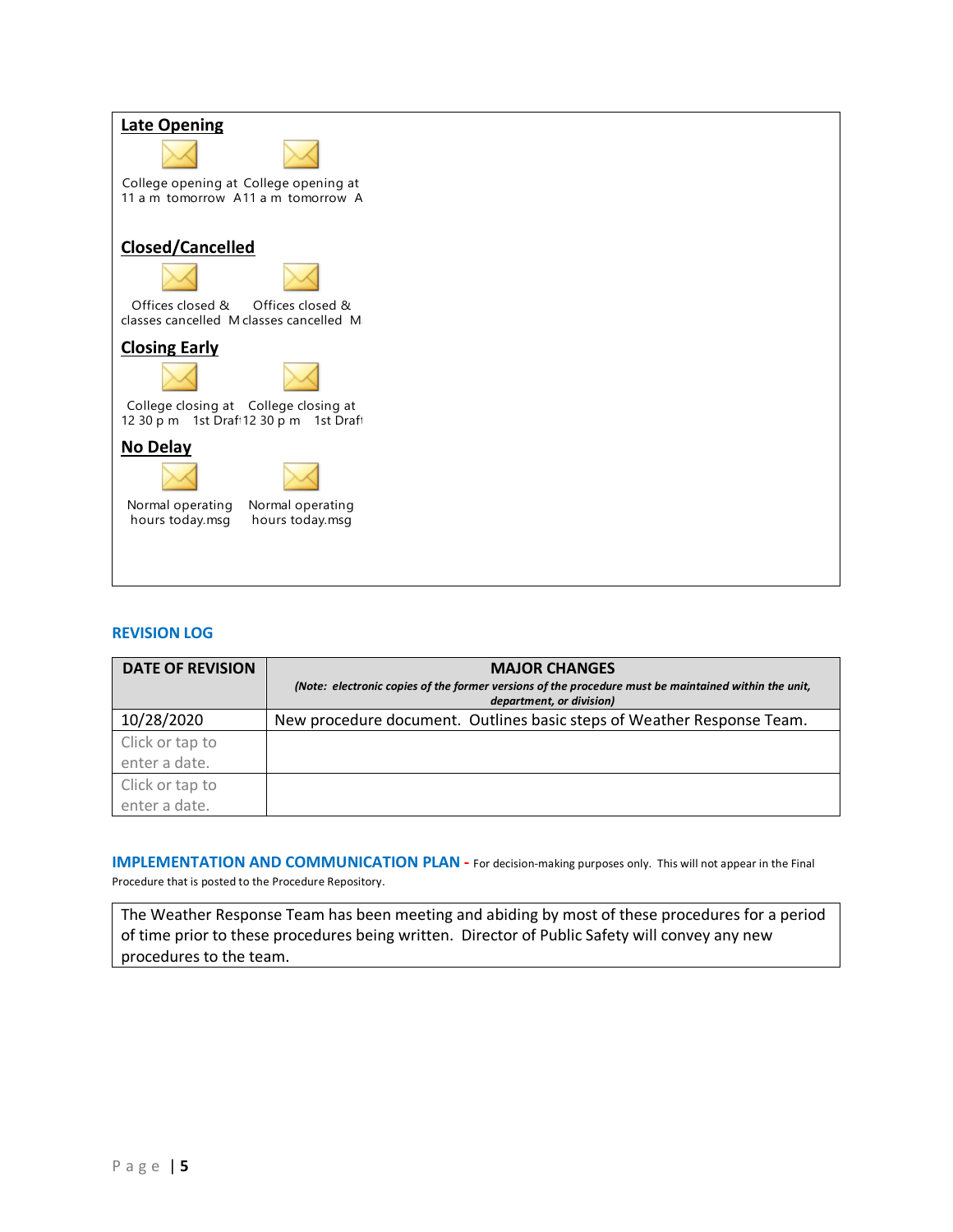**Late Opening**

College opening at 11 a m tomorrow A &nbsp;&nbsp; College opening at 11 a m tomorrow A

**Closed/Cancelled**

Offices closed & classes cancelled M &nbsp;&nbsp; Offices closed & classes cancelled M

**Closing Early**

College closing at 12 30 p m 1st Draft &nbsp;&nbsp; College closing at 12 30 p m 1st Draft

**No Delay**

Normal operating hours today.msg &nbsp;&nbsp; Normal operating hours today.msg

## REVISION LOG

| DATE OF REVISION | MAJOR CHANGES *(Note: electronic copies of the former versions of the procedure must be maintained within the unit, department, or division)* |
|---|---|
| 10/28/2020 | New procedure document. Outlines basic steps of Weather Response Team. |
| Click or tap to enter a date. | |
| Click or tap to enter a date. | |

## IMPLEMENTATION AND COMMUNICATION PLAN - For decision-making purposes only. This will not appear in the Final Procedure that is posted to the Procedure Repository.

The Weather Response Team has been meeting and abiding by most of these procedures for a period of time prior to these procedures being written. Director of Public Safety will convey any new procedures to the team.